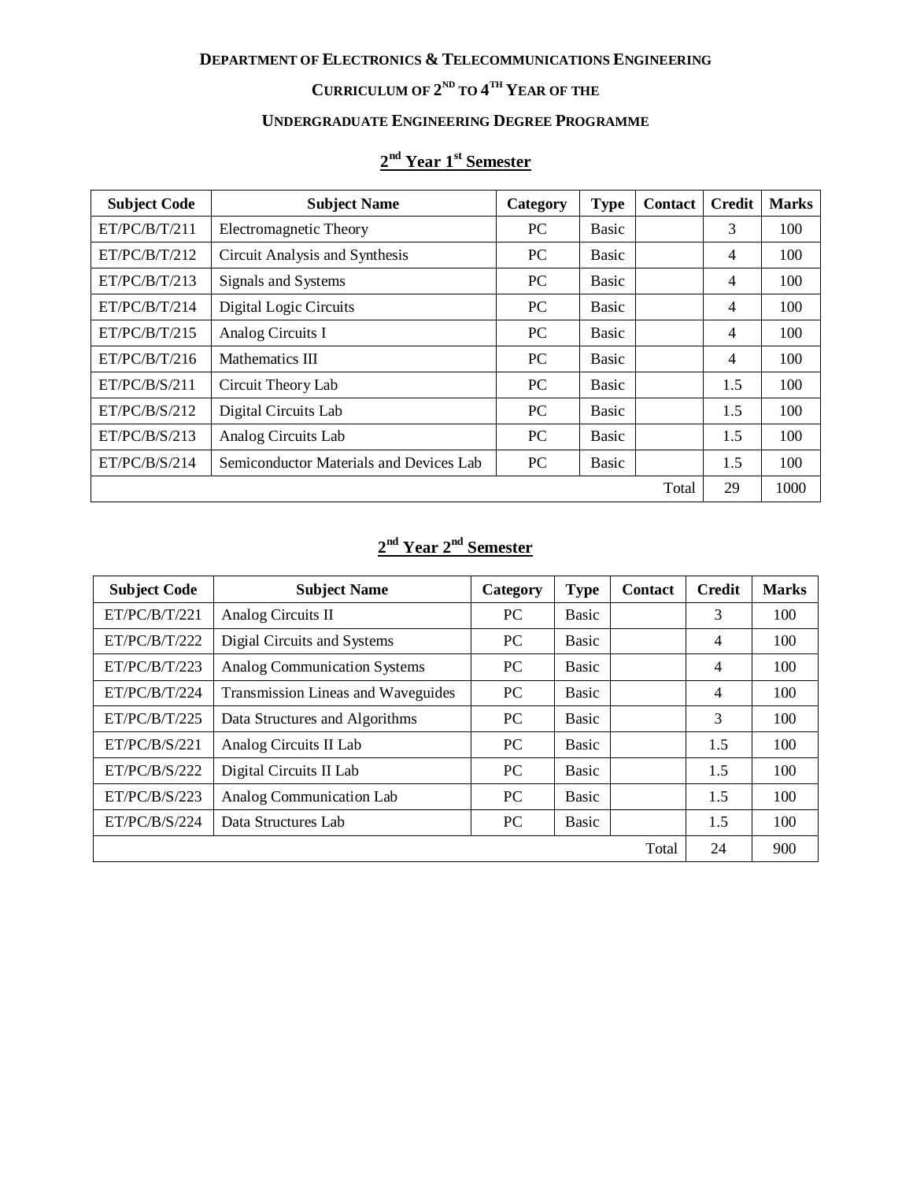**DEPARTMENT OF ELECTRONICS & TELECOMMUNICATIONS ENGINEERING**

**CURRICULUM OF 2ND TO 4TH YEAR OF THE**

**UNDERGRADUATE ENGINEERING DEGREE PROGRAMME**

## 2nd Year 1st Semester

| Subject Code | Subject Name | Category | Type | Contact | Credit | Marks |
|---|---|---|---|---|---|---|
| ET/PC/B/T/211 | Electromagnetic Theory | PC | Basic | | 3 | 100 |
| ET/PC/B/T/212 | Circuit Analysis and Synthesis | PC | Basic | | 4 | 100 |
| ET/PC/B/T/213 | Signals and Systems | PC | Basic | | 4 | 100 |
| ET/PC/B/T/214 | Digital Logic Circuits | PC | Basic | | 4 | 100 |
| ET/PC/B/T/215 | Analog Circuits I | PC | Basic | | 4 | 100 |
| ET/PC/B/T/216 | Mathematics III | PC | Basic | | 4 | 100 |
| ET/PC/B/S/211 | Circuit Theory Lab | PC | Basic | | 1.5 | 100 |
| ET/PC/B/S/212 | Digital Circuits Lab | PC | Basic | | 1.5 | 100 |
| ET/PC/B/S/213 | Analog Circuits Lab | PC | Basic | | 1.5 | 100 |
| ET/PC/B/S/214 | Semiconductor Materials and Devices Lab | PC | Basic | | 1.5 | 100 |
| | | | | Total | 29 | 1000 |

## 2nd Year 2nd Semester

| Subject Code | Subject Name | Category | Type | Contact | Credit | Marks |
|---|---|---|---|---|---|---|
| ET/PC/B/T/221 | Analog Circuits II | PC | Basic | | 3 | 100 |
| ET/PC/B/T/222 | Digial Circuits and Systems | PC | Basic | | 4 | 100 |
| ET/PC/B/T/223 | Analog Communication Systems | PC | Basic | | 4 | 100 |
| ET/PC/B/T/224 | Transmission Lineas and Waveguides | PC | Basic | | 4 | 100 |
| ET/PC/B/T/225 | Data Structures and Algorithms | PC | Basic | | 3 | 100 |
| ET/PC/B/S/221 | Analog Circuits II Lab | PC | Basic | | 1.5 | 100 |
| ET/PC/B/S/222 | Digital Circuits II Lab | PC | Basic | | 1.5 | 100 |
| ET/PC/B/S/223 | Analog Communication Lab | PC | Basic | | 1.5 | 100 |
| ET/PC/B/S/224 | Data Structures Lab | PC | Basic | | 1.5 | 100 |
| | | | | Total | 24 | 900 |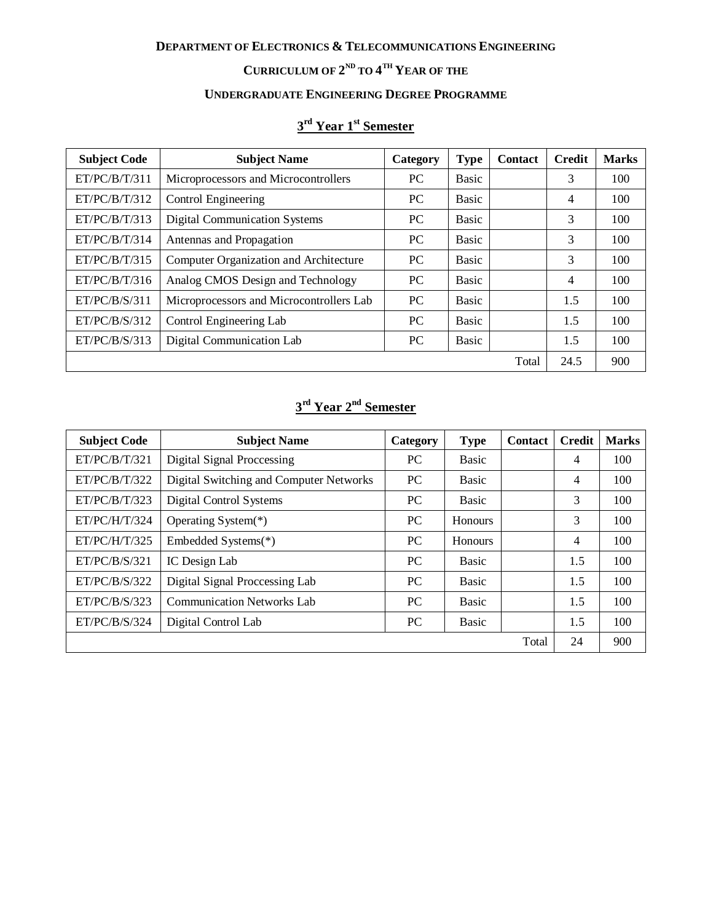**DEPARTMENT OF ELECTRONICS & TELECOMMUNICATIONS ENGINEERING**

**CURRICULUM OF 2ND TO 4TH YEAR OF THE**

**UNDERGRADUATE ENGINEERING DEGREE PROGRAMME**

## 3rd Year 1st Semester

| Subject Code | Subject Name | Category | Type | Contact | Credit | Marks |
|---|---|---|---|---|---|---|
| ET/PC/B/T/311 | Microprocessors and Microcontrollers | PC | Basic | | 3 | 100 |
| ET/PC/B/T/312 | Control Engineering | PC | Basic | | 4 | 100 |
| ET/PC/B/T/313 | Digital Communication Systems | PC | Basic | | 3 | 100 |
| ET/PC/B/T/314 | Antennas and Propagation | PC | Basic | | 3 | 100 |
| ET/PC/B/T/315 | Computer Organization and Architecture | PC | Basic | | 3 | 100 |
| ET/PC/B/T/316 | Analog CMOS Design and Technology | PC | Basic | | 4 | 100 |
| ET/PC/B/S/311 | Microprocessors and Microcontrollers Lab | PC | Basic | | 1.5 | 100 |
| ET/PC/B/S/312 | Control Engineering Lab | PC | Basic | | 1.5 | 100 |
| ET/PC/B/S/313 | Digital Communication Lab | PC | Basic | | 1.5 | 100 |
| | | | | Total | 24.5 | 900 |

## 3rd Year 2nd Semester

| Subject Code | Subject Name | Category | Type | Contact | Credit | Marks |
|---|---|---|---|---|---|---|
| ET/PC/B/T/321 | Digital Signal Proccessing | PC | Basic | | 4 | 100 |
| ET/PC/B/T/322 | Digital Switching and Computer Networks | PC | Basic | | 4 | 100 |
| ET/PC/B/T/323 | Digital Control Systems | PC | Basic | | 3 | 100 |
| ET/PC/H/T/324 | Operating System(*) | PC | Honours | | 3 | 100 |
| ET/PC/H/T/325 | Embedded Systems(*) | PC | Honours | | 4 | 100 |
| ET/PC/B/S/321 | IC Design Lab | PC | Basic | | 1.5 | 100 |
| ET/PC/B/S/322 | Digital Signal Proccessing Lab | PC | Basic | | 1.5 | 100 |
| ET/PC/B/S/323 | Communication Networks Lab | PC | Basic | | 1.5 | 100 |
| ET/PC/B/S/324 | Digital Control Lab | PC | Basic | | 1.5 | 100 |
| | | | | Total | 24 | 900 |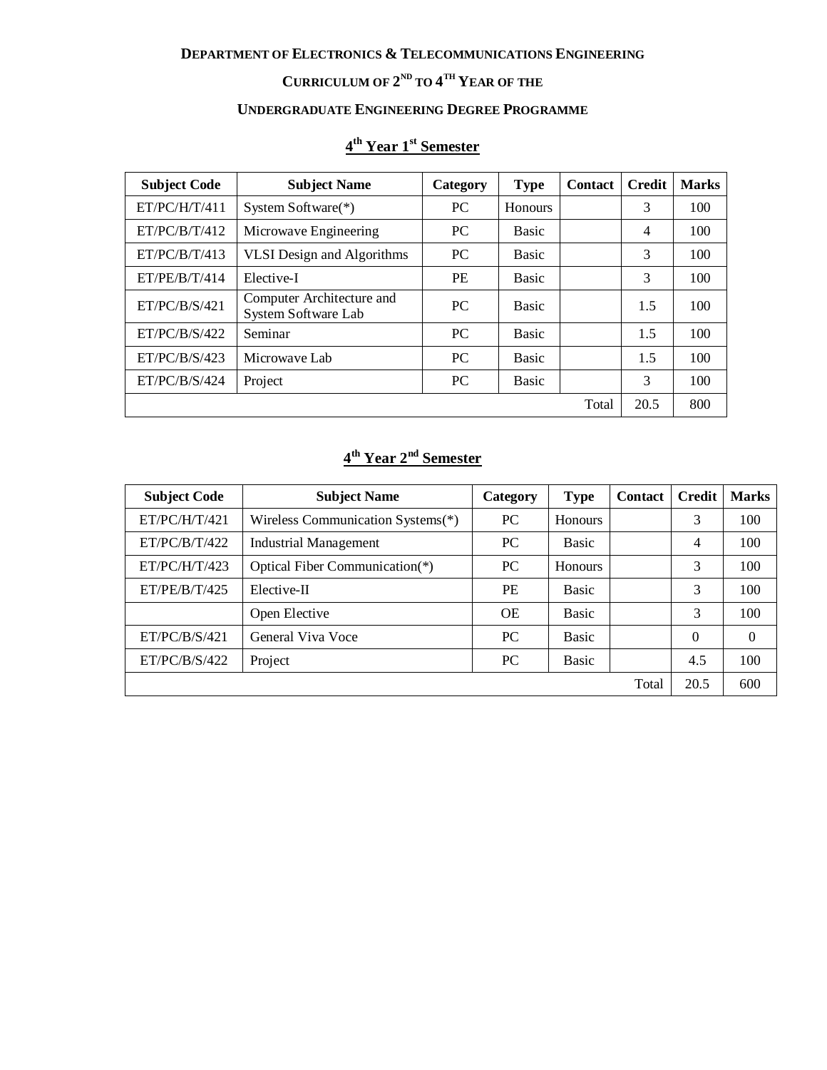**DEPARTMENT OF ELECTRONICS & TELECOMMUNICATIONS ENGINEERING**

**CURRICULUM OF 2[ND] TO 4[TH] YEAR OF THE**

**UNDERGRADUATE ENGINEERING DEGREE PROGRAMME**

## 4th Year 1st Semester

| Subject Code | Subject Name | Category | Type | Contact | Credit | Marks |
|---|---|---|---|---|---|---|
| ET/PC/H/T/411 | System Software(*) | PC | Honours | | 3 | 100 |
| ET/PC/B/T/412 | Microwave Engineering | PC | Basic | | 4 | 100 |
| ET/PC/B/T/413 | VLSI Design and Algorithms | PC | Basic | | 3 | 100 |
| ET/PE/B/T/414 | Elective-I | PE | Basic | | 3 | 100 |
| ET/PC/B/S/421 | Computer Architecture and System Software Lab | PC | Basic | | 1.5 | 100 |
| ET/PC/B/S/422 | Seminar | PC | Basic | | 1.5 | 100 |
| ET/PC/B/S/423 | Microwave Lab | PC | Basic | | 1.5 | 100 |
| ET/PC/B/S/424 | Project | PC | Basic | | 3 | 100 |
| | | | | Total | 20.5 | 800 |

## 4th Year 2nd Semester

| Subject Code | Subject Name | Category | Type | Contact | Credit | Marks |
|---|---|---|---|---|---|---|
| ET/PC/H/T/421 | Wireless Communication Systems(*) | PC | Honours | | 3 | 100 |
| ET/PC/B/T/422 | Industrial Management | PC | Basic | | 4 | 100 |
| ET/PC/H/T/423 | Optical Fiber Communication(*) | PC | Honours | | 3 | 100 |
| ET/PE/B/T/425 | Elective-II | PE | Basic | | 3 | 100 |
| | Open Elective | OE | Basic | | 3 | 100 |
| ET/PC/B/S/421 | General Viva Voce | PC | Basic | | 0 | 0 |
| ET/PC/B/S/422 | Project | PC | Basic | | 4.5 | 100 |
| | | | | Total | 20.5 | 600 |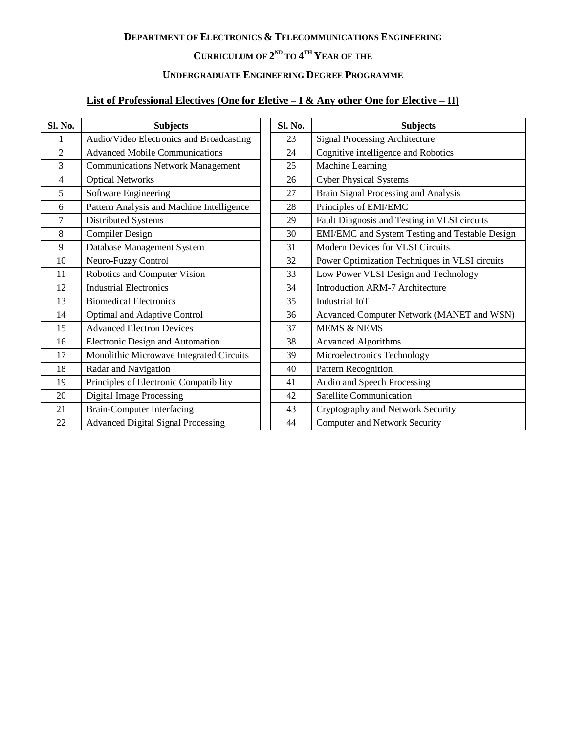**DEPARTMENT OF ELECTRONICS & TELECOMMUNICATIONS ENGINEERING**

**CURRICULUM OF 2ND TO 4TH YEAR OF THE**

**UNDERGRADUATE ENGINEERING DEGREE PROGRAMME**

## List of Professional Electives (One for Eletive – I & Any other One for Elective – II)

| Sl. No. | Subjects |
|---|---|
| 1 | Audio/Video Electronics and Broadcasting |
| 2 | Advanced Mobile Communications |
| 3 | Communications Network Management |
| 4 | Optical Networks |
| 5 | Software Engineering |
| 6 | Pattern Analysis and Machine Intelligence |
| 7 | Distributed Systems |
| 8 | Compiler Design |
| 9 | Database Management System |
| 10 | Neuro-Fuzzy Control |
| 11 | Robotics and Computer Vision |
| 12 | Industrial Electronics |
| 13 | Biomedical Electronics |
| 14 | Optimal and Adaptive Control |
| 15 | Advanced Electron Devices |
| 16 | Electronic Design and Automation |
| 17 | Monolithic Microwave Integrated Circuits |
| 18 | Radar and Navigation |
| 19 | Principles of Electronic Compatibility |
| 20 | Digital Image Processing |
| 21 | Brain-Computer Interfacing |
| 22 | Advanced Digital Signal Processing |
| 23 | Signal Processing Architecture |
| 24 | Cognitive intelligence and Robotics |
| 25 | Machine Learning |
| 26 | Cyber Physical Systems |
| 27 | Brain Signal Processing and Analysis |
| 28 | Principles of EMI/EMC |
| 29 | Fault Diagnosis and Testing in VLSI circuits |
| 30 | EMI/EMC and System Testing and Testable Design |
| 31 | Modern Devices for VLSI Circuits |
| 32 | Power Optimization Techniques in VLSI circuits |
| 33 | Low Power VLSI Design and Technology |
| 34 | Introduction ARM-7 Architecture |
| 35 | Industrial IoT |
| 36 | Advanced Computer Network (MANET and WSN) |
| 37 | MEMS & NEMS |
| 38 | Advanced Algorithms |
| 39 | Microelectronics Technology |
| 40 | Pattern Recognition |
| 41 | Audio and Speech Processing |
| 42 | Satellite Communication |
| 43 | Cryptography and Network Security |
| 44 | Computer and Network Security |